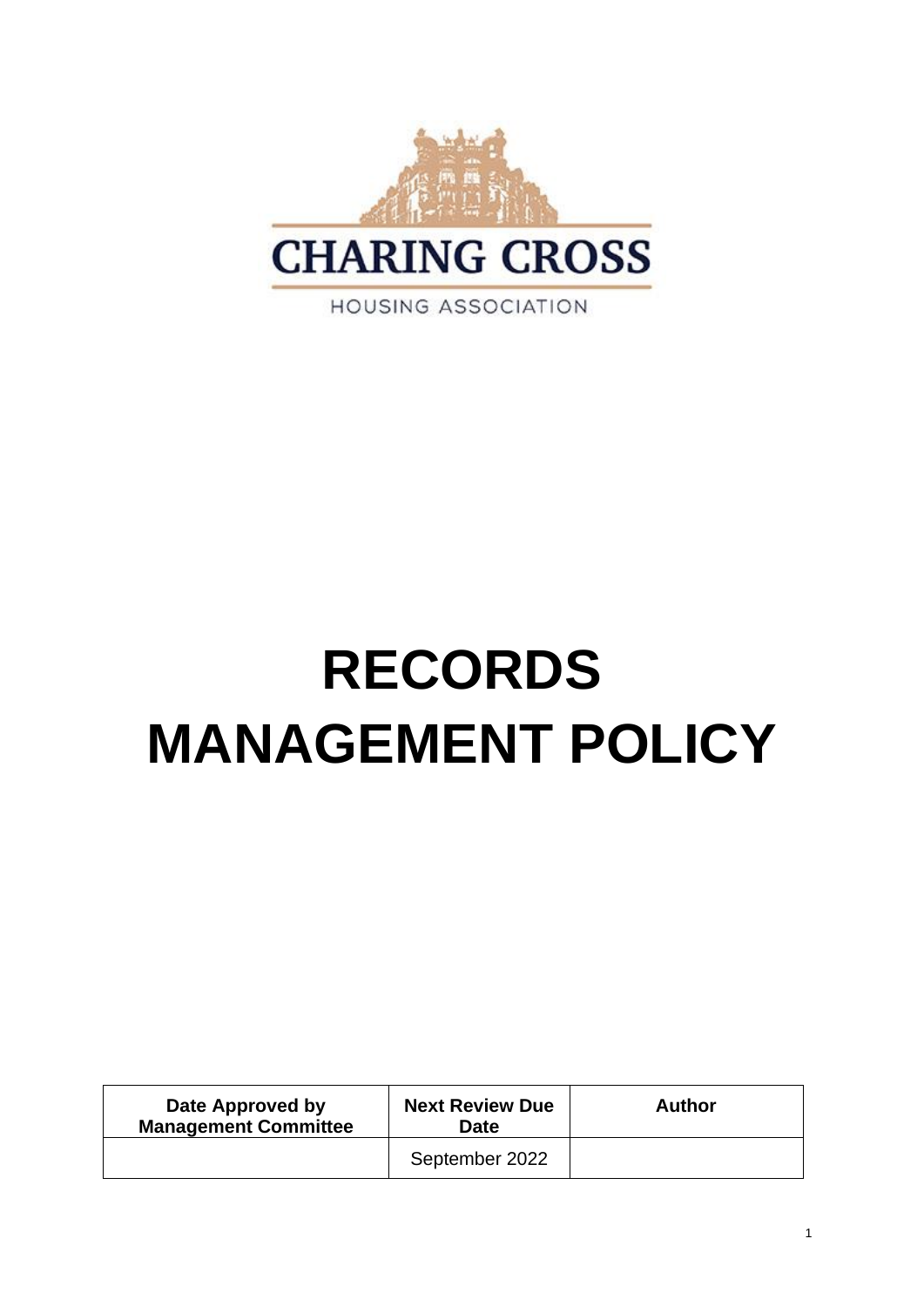CHARING CROSS

HOUSING ASSOCIATION

# RECORDS MANAGEMENT POLICY

| Date Approved by Management Committee | Next Review Due Date | Author |
| --- | --- | --- |
| | September 2022 | |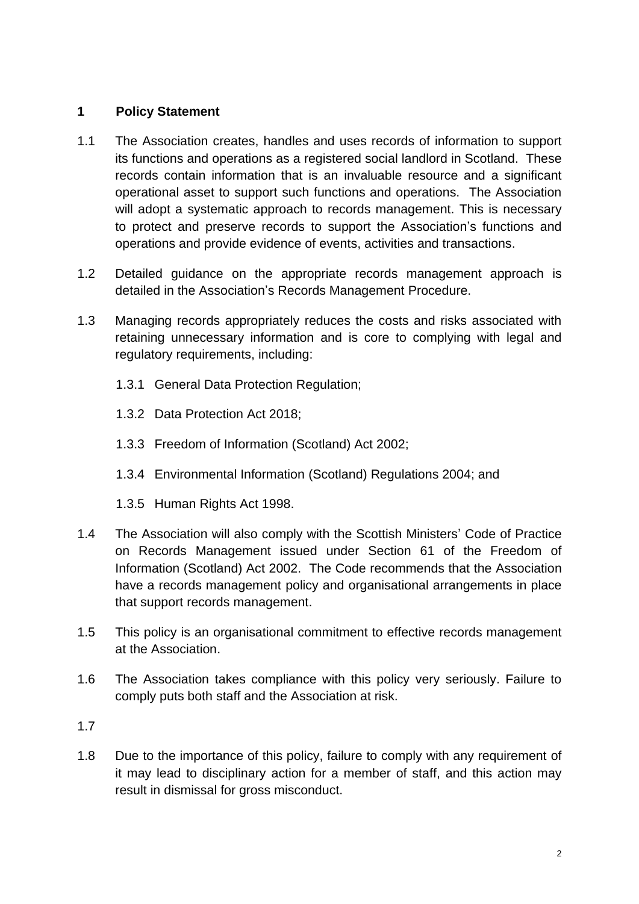## 1 Policy Statement

1.1 The Association creates, handles and uses records of information to support its functions and operations as a registered social landlord in Scotland. These records contain information that is an invaluable resource and a significant operational asset to support such functions and operations. The Association will adopt a systematic approach to records management. This is necessary to protect and preserve records to support the Association's functions and operations and provide evidence of events, activities and transactions.

1.2 Detailed guidance on the appropriate records management approach is detailed in the Association's Records Management Procedure.

1.3 Managing records appropriately reduces the costs and risks associated with retaining unnecessary information and is core to complying with legal and regulatory requirements, including:

1.3.1 General Data Protection Regulation;

1.3.2 Data Protection Act 2018;

1.3.3 Freedom of Information (Scotland) Act 2002;

1.3.4 Environmental Information (Scotland) Regulations 2004; and

1.3.5 Human Rights Act 1998.

1.4 The Association will also comply with the Scottish Ministers' Code of Practice on Records Management issued under Section 61 of the Freedom of Information (Scotland) Act 2002. The Code recommends that the Association have a records management policy and organisational arrangements in place that support records management.

1.5 This policy is an organisational commitment to effective records management at the Association.

1.6 The Association takes compliance with this policy very seriously. Failure to comply puts both staff and the Association at risk.

1.7

1.8 Due to the importance of this policy, failure to comply with any requirement of it may lead to disciplinary action for a member of staff, and this action may result in dismissal for gross misconduct.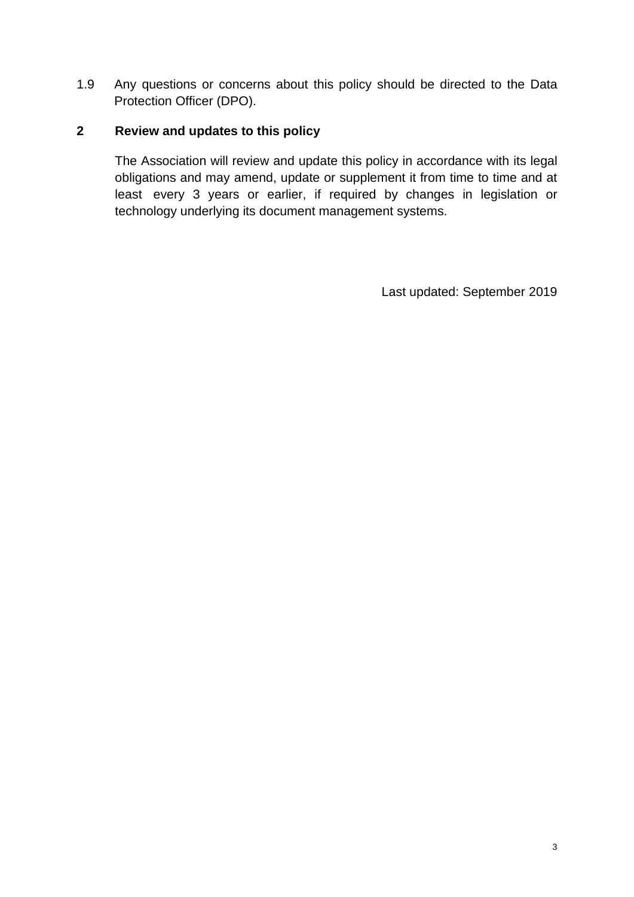1.9 Any questions or concerns about this policy should be directed to the Data Protection Officer (DPO).

## 2 Review and updates to this policy

The Association will review and update this policy in accordance with its legal obligations and may amend, update or supplement it from time to time and at least every 3 years or earlier, if required by changes in legislation or technology underlying its document management systems.

Last updated: September 2019